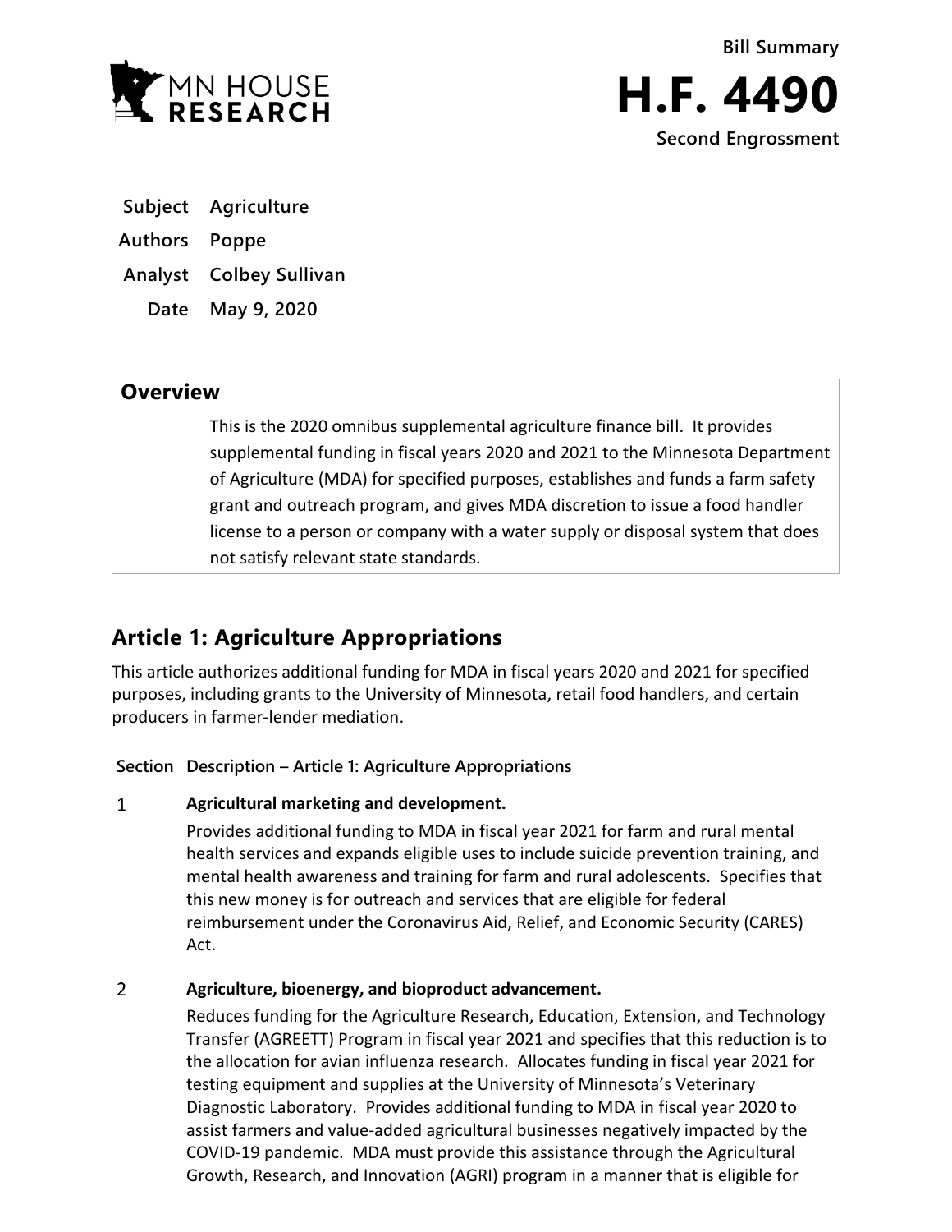Bill Summary

# H.F. 4490

**Second Engrossment**

| | |
|---|---|
| **Subject** | Agriculture |
| **Authors** | Poppe |
| **Analyst** | Colbey Sullivan |
| **Date** | May 9, 2020 |

## Overview

This is the 2020 omnibus supplemental agriculture finance bill. It provides supplemental funding in fiscal years 2020 and 2021 to the Minnesota Department of Agriculture (MDA) for specified purposes, establishes and funds a farm safety grant and outreach program, and gives MDA discretion to issue a food handler license to a person or company with a water supply or disposal system that does not satisfy relevant state standards.

## Article 1: Agriculture Appropriations

This article authorizes additional funding for MDA in fiscal years 2020 and 2021 for specified purposes, including grants to the University of Minnesota, retail food handlers, and certain producers in farmer-lender mediation.

| Section | Description – Article 1: Agriculture Appropriations |
|---|---|
| 1 | **Agricultural marketing and development.** Provides additional funding to MDA in fiscal year 2021 for farm and rural mental health services and expands eligible uses to include suicide prevention training, and mental health awareness and training for farm and rural adolescents. Specifies that this new money is for outreach and services that are eligible for federal reimbursement under the Coronavirus Aid, Relief, and Economic Security (CARES) Act. |
| 2 | **Agriculture, bioenergy, and bioproduct advancement.** Reduces funding for the Agriculture Research, Education, Extension, and Technology Transfer (AGREETT) Program in fiscal year 2021 and specifies that this reduction is to the allocation for avian influenza research. Allocates funding in fiscal year 2021 for testing equipment and supplies at the University of Minnesota's Veterinary Diagnostic Laboratory. Provides additional funding to MDA in fiscal year 2020 to assist farmers and value-added agricultural businesses negatively impacted by the COVID-19 pandemic. MDA must provide this assistance through the Agricultural Growth, Research, and Innovation (AGRI) program in a manner that is eligible for |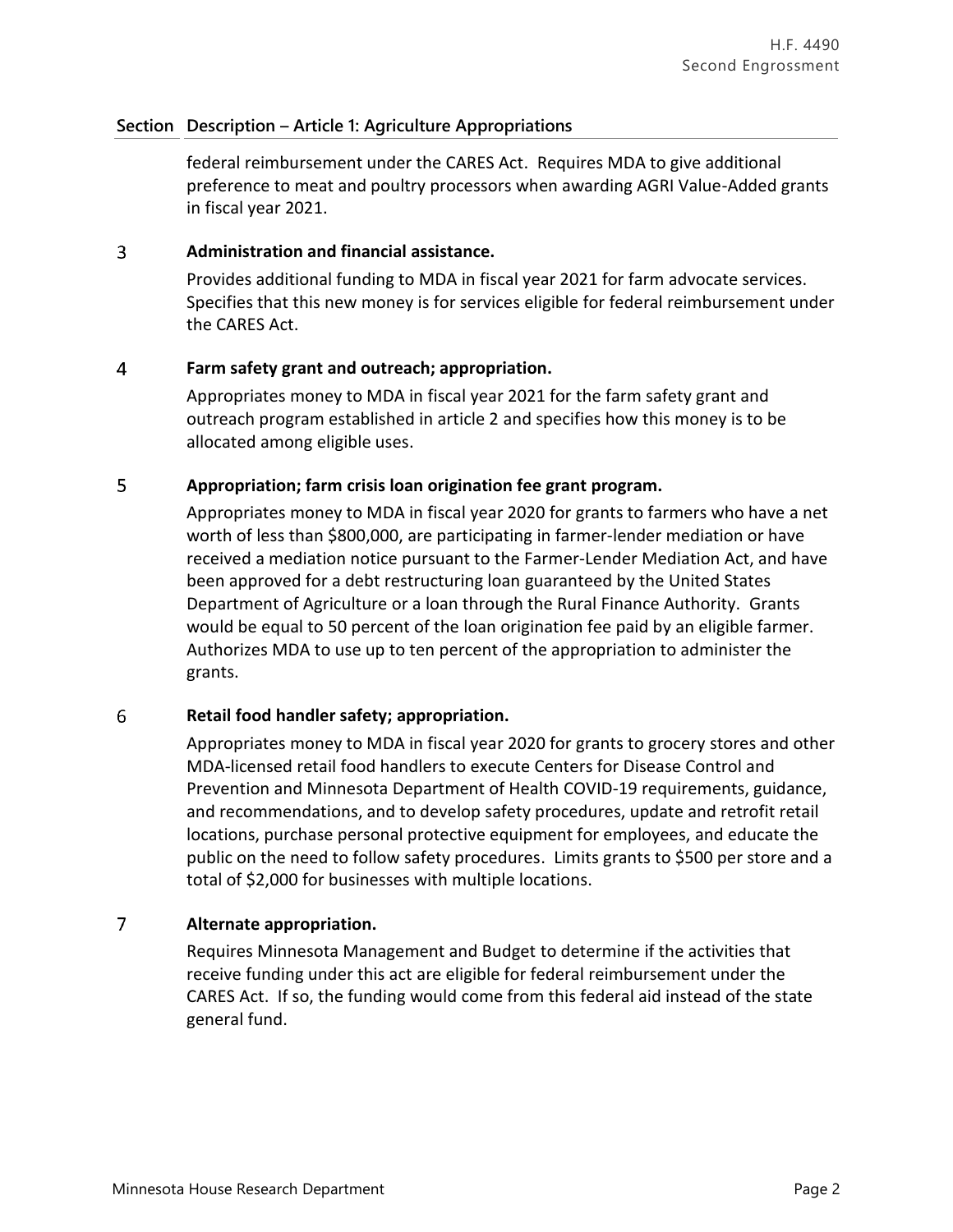| Section | Description – Article 1: Agriculture Appropriations |
|---|---|
| | federal reimbursement under the CARES Act. Requires MDA to give additional preference to meat and poultry processors when awarding AGRI Value-Added grants in fiscal year 2021. |
| 3 | **Administration and financial assistance.** Provides additional funding to MDA in fiscal year 2021 for farm advocate services. Specifies that this new money is for services eligible for federal reimbursement under the CARES Act. |
| 4 | **Farm safety grant and outreach; appropriation.** Appropriates money to MDA in fiscal year 2021 for the farm safety grant and outreach program established in article 2 and specifies how this money is to be allocated among eligible uses. |
| 5 | **Appropriation; farm crisis loan origination fee grant program.** Appropriates money to MDA in fiscal year 2020 for grants to farmers who have a net worth of less than $800,000, are participating in farmer-lender mediation or have received a mediation notice pursuant to the Farmer-Lender Mediation Act, and have been approved for a debt restructuring loan guaranteed by the United States Department of Agriculture or a loan through the Rural Finance Authority. Grants would be equal to 50 percent of the loan origination fee paid by an eligible farmer. Authorizes MDA to use up to ten percent of the appropriation to administer the grants. |
| 6 | **Retail food handler safety; appropriation.** Appropriates money to MDA in fiscal year 2020 for grants to grocery stores and other MDA-licensed retail food handlers to execute Centers for Disease Control and Prevention and Minnesota Department of Health COVID-19 requirements, guidance, and recommendations, and to develop safety procedures, update and retrofit retail locations, purchase personal protective equipment for employees, and educate the public on the need to follow safety procedures. Limits grants to $500 per store and a total of $2,000 for businesses with multiple locations. |
| 7 | **Alternate appropriation.** Requires Minnesota Management and Budget to determine if the activities that receive funding under this act are eligible for federal reimbursement under the CARES Act. If so, the funding would come from this federal aid instead of the state general fund. |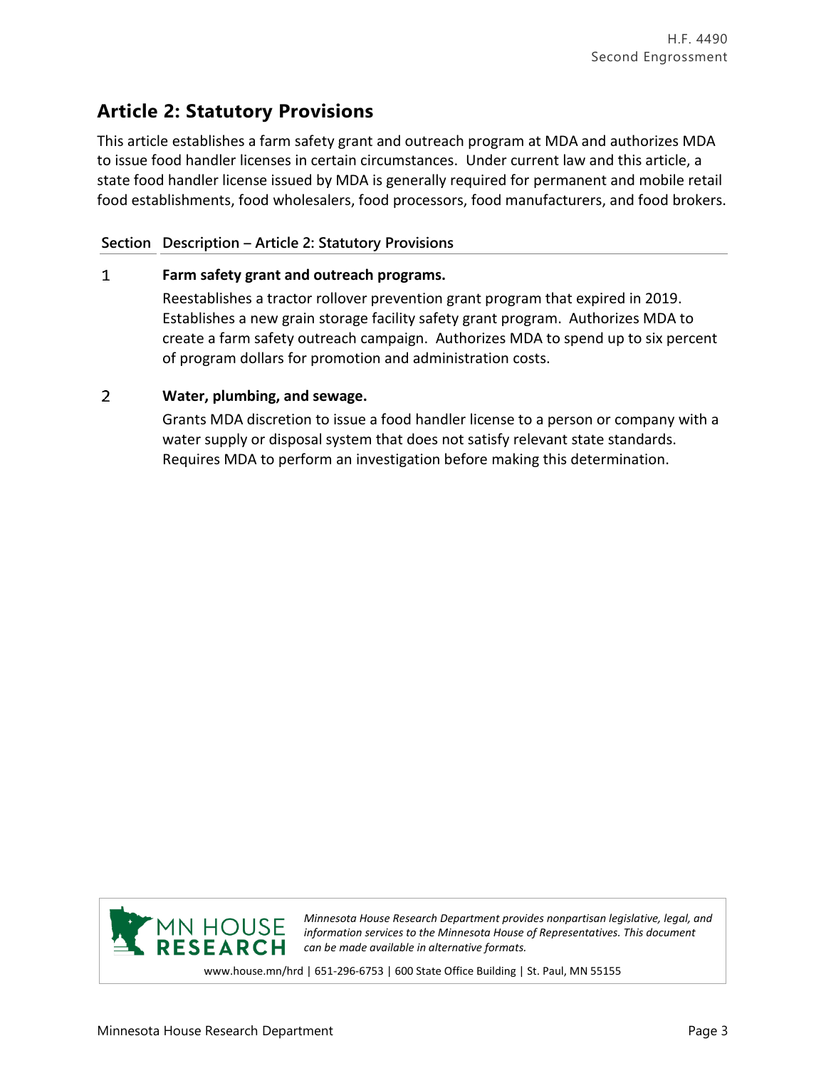## Article 2: Statutory Provisions

This article establishes a farm safety grant and outreach program at MDA and authorizes MDA to issue food handler licenses in certain circumstances. Under current law and this article, a state food handler license issued by MDA is generally required for permanent and mobile retail food establishments, food wholesalers, food processors, food manufacturers, and food brokers.

| Section | Description – Article 2: Statutory Provisions |
|---|---|
| 1 | **Farm safety grant and outreach programs.** Reestablishes a tractor rollover prevention grant program that expired in 2019. Establishes a new grain storage facility safety grant program. Authorizes MDA to create a farm safety outreach campaign. Authorizes MDA to spend up to six percent of program dollars for promotion and administration costs. |
| 2 | **Water, plumbing, and sewage.** Grants MDA discretion to issue a food handler license to a person or company with a water supply or disposal system that does not satisfy relevant state standards. Requires MDA to perform an investigation before making this determination. |

MN HOUSE RESEARCH

*Minnesota House Research Department provides nonpartisan legislative, legal, and information services to the Minnesota House of Representatives. This document can be made available in alternative formats.*

www.house.mn/hrd | 651-296-6753 | 600 State Office Building | St. Paul, MN 55155